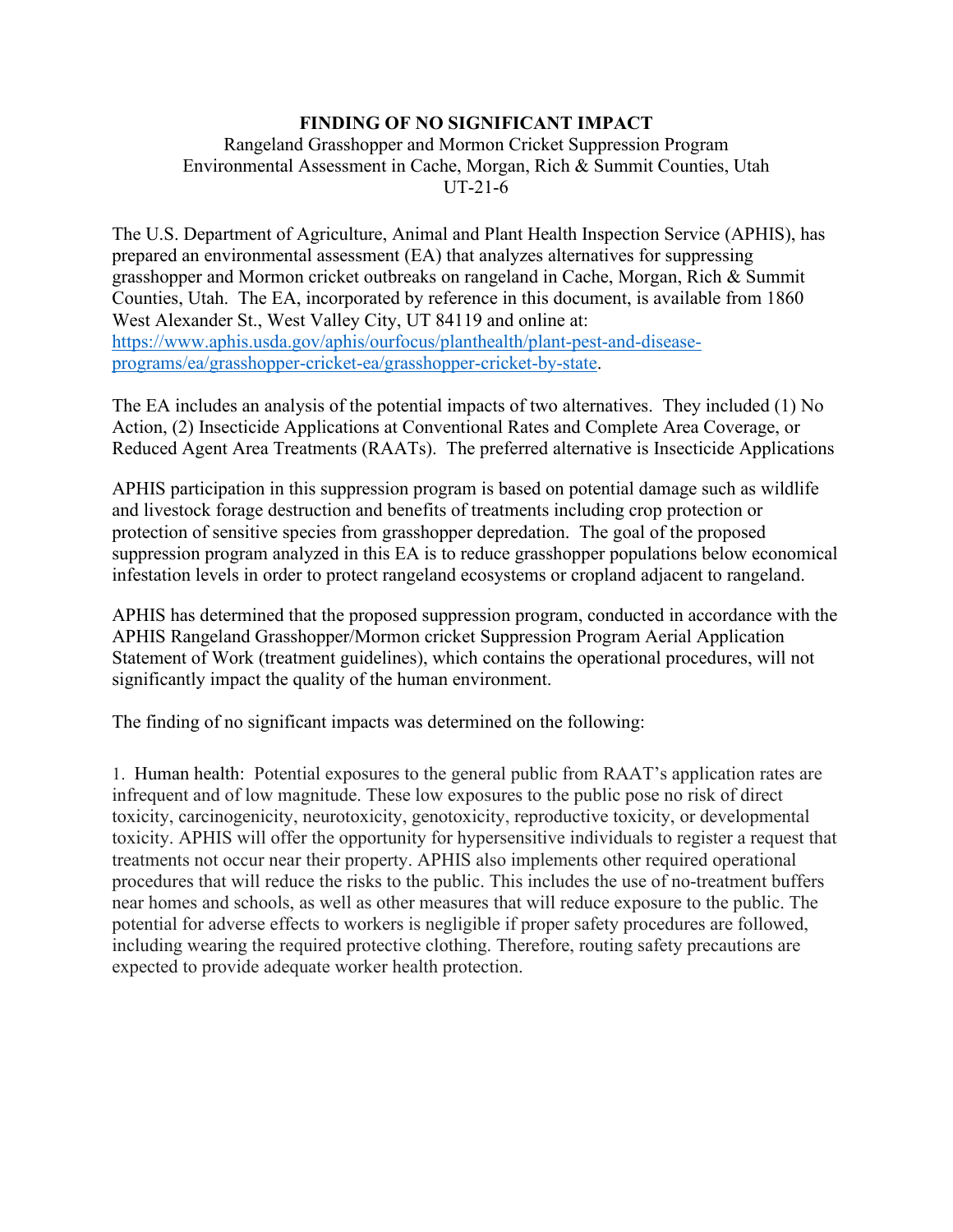**FINDING OF NO SIGNIFICANT IMPACT**

Rangeland Grasshopper and Mormon Cricket Suppression Program
Environmental Assessment in Cache, Morgan, Rich & Summit Counties, Utah
UT-21-6

The U.S. Department of Agriculture, Animal and Plant Health Inspection Service (APHIS), has prepared an environmental assessment (EA) that analyzes alternatives for suppressing grasshopper and Mormon cricket outbreaks on rangeland in Cache, Morgan, Rich & Summit Counties, Utah. The EA, incorporated by reference in this document, is available from 1860 West Alexander St., West Valley City, UT 84119 and online at: https://www.aphis.usda.gov/aphis/ourfocus/planthealth/plant-pest-and-disease-programs/ea/grasshopper-cricket-ea/grasshopper-cricket-by-state.

The EA includes an analysis of the potential impacts of two alternatives. They included (1) No Action, (2) Insecticide Applications at Conventional Rates and Complete Area Coverage, or Reduced Agent Area Treatments (RAATs). The preferred alternative is Insecticide Applications

APHIS participation in this suppression program is based on potential damage such as wildlife and livestock forage destruction and benefits of treatments including crop protection or protection of sensitive species from grasshopper depredation. The goal of the proposed suppression program analyzed in this EA is to reduce grasshopper populations below economical infestation levels in order to protect rangeland ecosystems or cropland adjacent to rangeland.

APHIS has determined that the proposed suppression program, conducted in accordance with the APHIS Rangeland Grasshopper/Mormon cricket Suppression Program Aerial Application Statement of Work (treatment guidelines), which contains the operational procedures, will not significantly impact the quality of the human environment.

The finding of no significant impacts was determined on the following:

1. Human health: Potential exposures to the general public from RAAT's application rates are infrequent and of low magnitude. These low exposures to the public pose no risk of direct toxicity, carcinogenicity, neurotoxicity, genotoxicity, reproductive toxicity, or developmental toxicity. APHIS will offer the opportunity for hypersensitive individuals to register a request that treatments not occur near their property. APHIS also implements other required operational procedures that will reduce the risks to the public. This includes the use of no-treatment buffers near homes and schools, as well as other measures that will reduce exposure to the public. The potential for adverse effects to workers is negligible if proper safety procedures are followed, including wearing the required protective clothing. Therefore, routing safety precautions are expected to provide adequate worker health protection.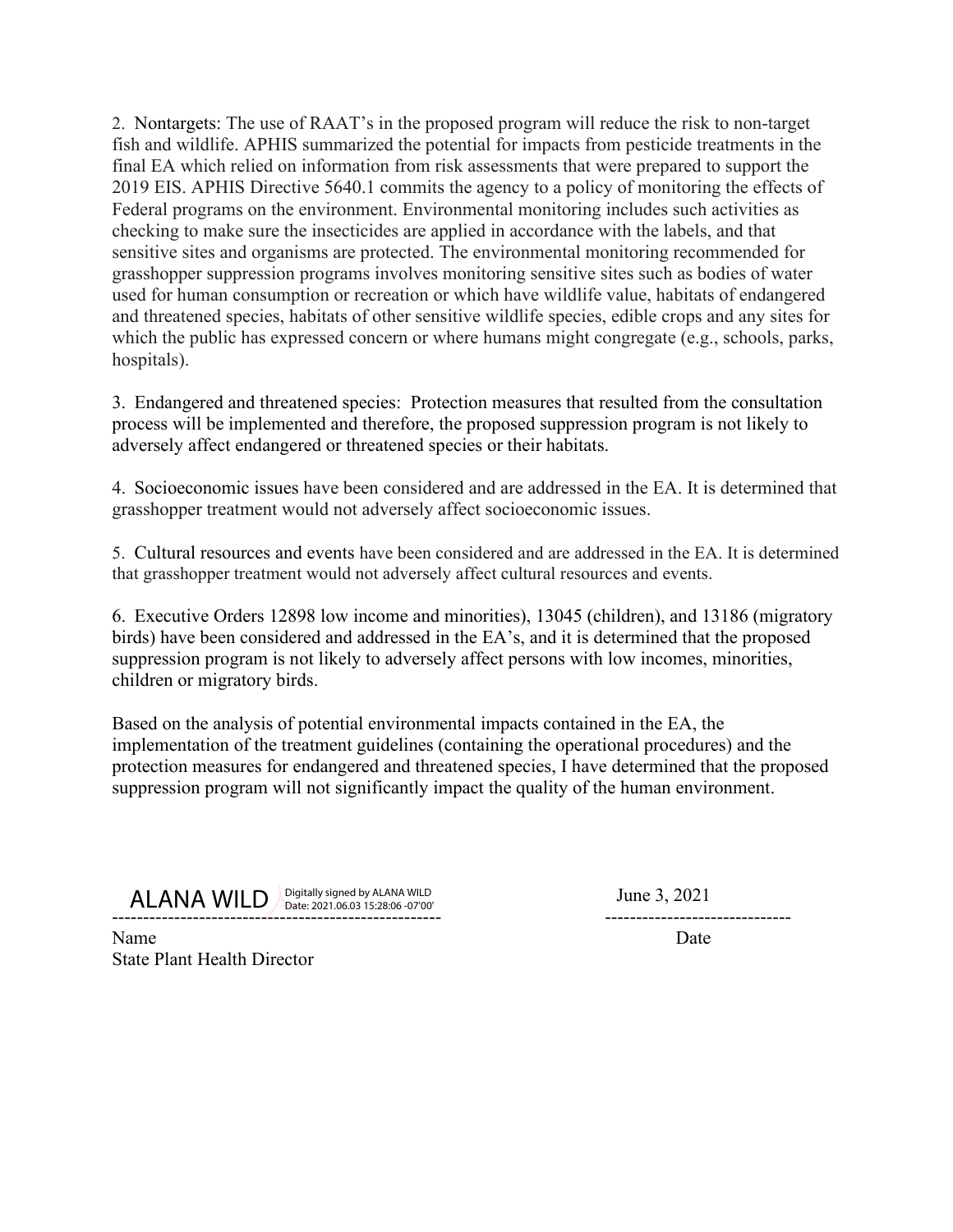2. Nontargets: The use of RAAT's in the proposed program will reduce the risk to non-target fish and wildlife. APHIS summarized the potential for impacts from pesticide treatments in the final EA which relied on information from risk assessments that were prepared to support the 2019 EIS. APHIS Directive 5640.1 commits the agency to a policy of monitoring the effects of Federal programs on the environment. Environmental monitoring includes such activities as checking to make sure the insecticides are applied in accordance with the labels, and that sensitive sites and organisms are protected. The environmental monitoring recommended for grasshopper suppression programs involves monitoring sensitive sites such as bodies of water used for human consumption or recreation or which have wildlife value, habitats of endangered and threatened species, habitats of other sensitive wildlife species, edible crops and any sites for which the public has expressed concern or where humans might congregate (e.g., schools, parks, hospitals).

3. Endangered and threatened species: Protection measures that resulted from the consultation process will be implemented and therefore, the proposed suppression program is not likely to adversely affect endangered or threatened species or their habitats.

4. Socioeconomic issues have been considered and are addressed in the EA. It is determined that grasshopper treatment would not adversely affect socioeconomic issues.

5. Cultural resources and events have been considered and are addressed in the EA. It is determined that grasshopper treatment would not adversely affect cultural resources and events.

6. Executive Orders 12898 low income and minorities), 13045 (children), and 13186 (migratory birds) have been considered and addressed in the EA's, and it is determined that the proposed suppression program is not likely to adversely affect persons with low incomes, minorities, children or migratory birds.

Based on the analysis of potential environmental impacts contained in the EA, the implementation of the treatment guidelines (containing the operational procedures) and the protection measures for endangered and threatened species, I have determined that the proposed suppression program will not significantly impact the quality of the human environment.

ALANA WILD Digitally signed by ALANA WILD Date: 2021.06.03 15:28:06 -07'00'

June 3, 2021

---------------------------------------------------- -----------------------------

Name Date

State Plant Health Director